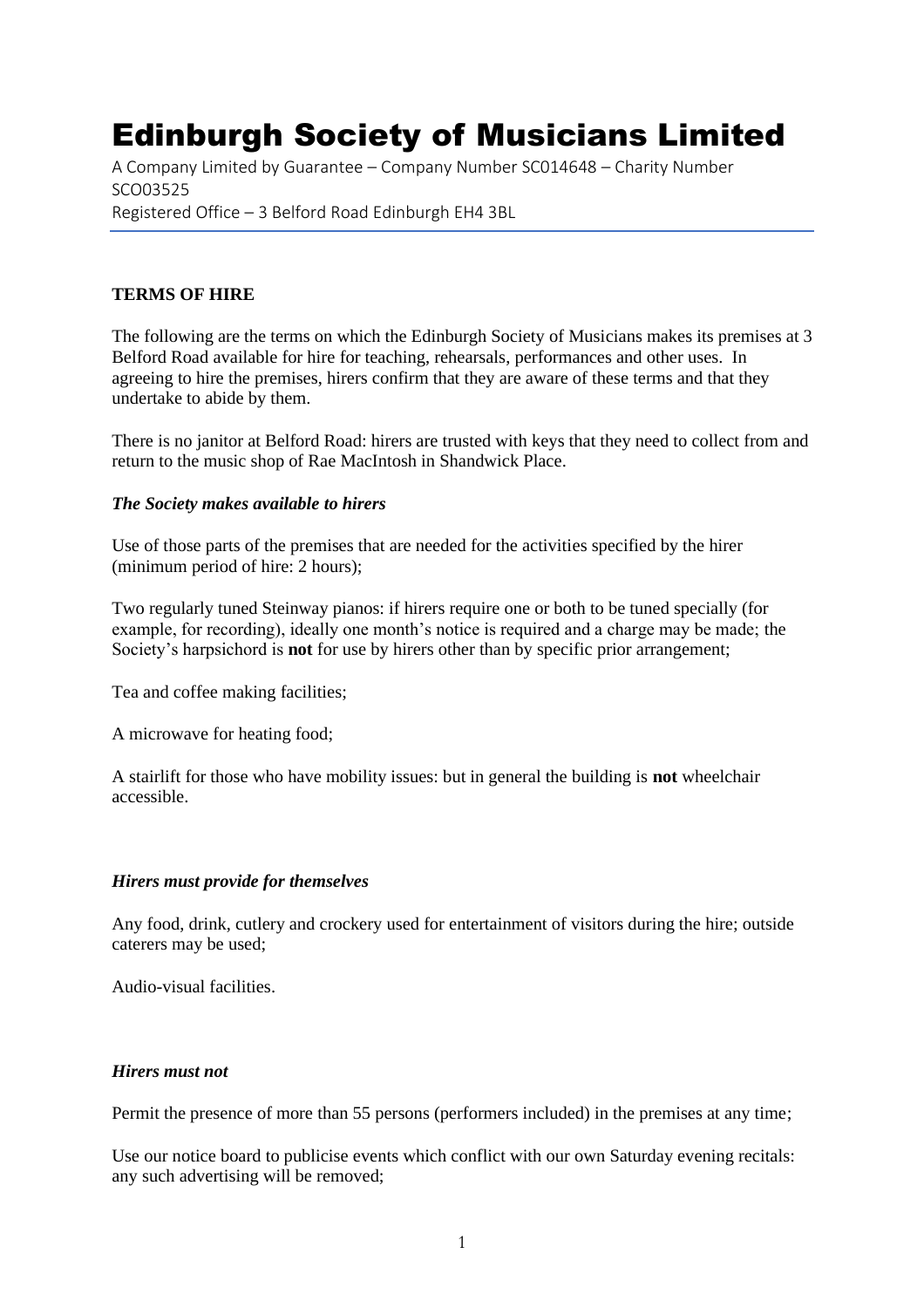# Edinburgh Society of Musicians Limited

A Company Limited by Guarantee – Company Number SC014648 – Charity Number SCO03525
Registered Office – 3 Belford Road Edinburgh EH4 3BL

**TERMS OF HIRE**

The following are the terms on which the Edinburgh Society of Musicians makes its premises at 3 Belford Road available for hire for teaching, rehearsals, performances and other uses. In agreeing to hire the premises, hirers confirm that they are aware of these terms and that they undertake to abide by them.

There is no janitor at Belford Road: hirers are trusted with keys that they need to collect from and return to the music shop of Rae MacIntosh in Shandwick Place.

***The Society makes available to hirers***

Use of those parts of the premises that are needed for the activities specified by the hirer (minimum period of hire: 2 hours);

Two regularly tuned Steinway pianos: if hirers require one or both to be tuned specially (for example, for recording), ideally one month's notice is required and a charge may be made; the Society's harpsichord is **not** for use by hirers other than by specific prior arrangement;

Tea and coffee making facilities;

A microwave for heating food;

A stairlift for those who have mobility issues: but in general the building is **not** wheelchair accessible.

***Hirers must provide for themselves***

Any food, drink, cutlery and crockery used for entertainment of visitors during the hire; outside caterers may be used;

Audio-visual facilities.

***Hirers must not***

Permit the presence of more than 55 persons (performers included) in the premises at any time;

Use our notice board to publicise events which conflict with our own Saturday evening recitals: any such advertising will be removed;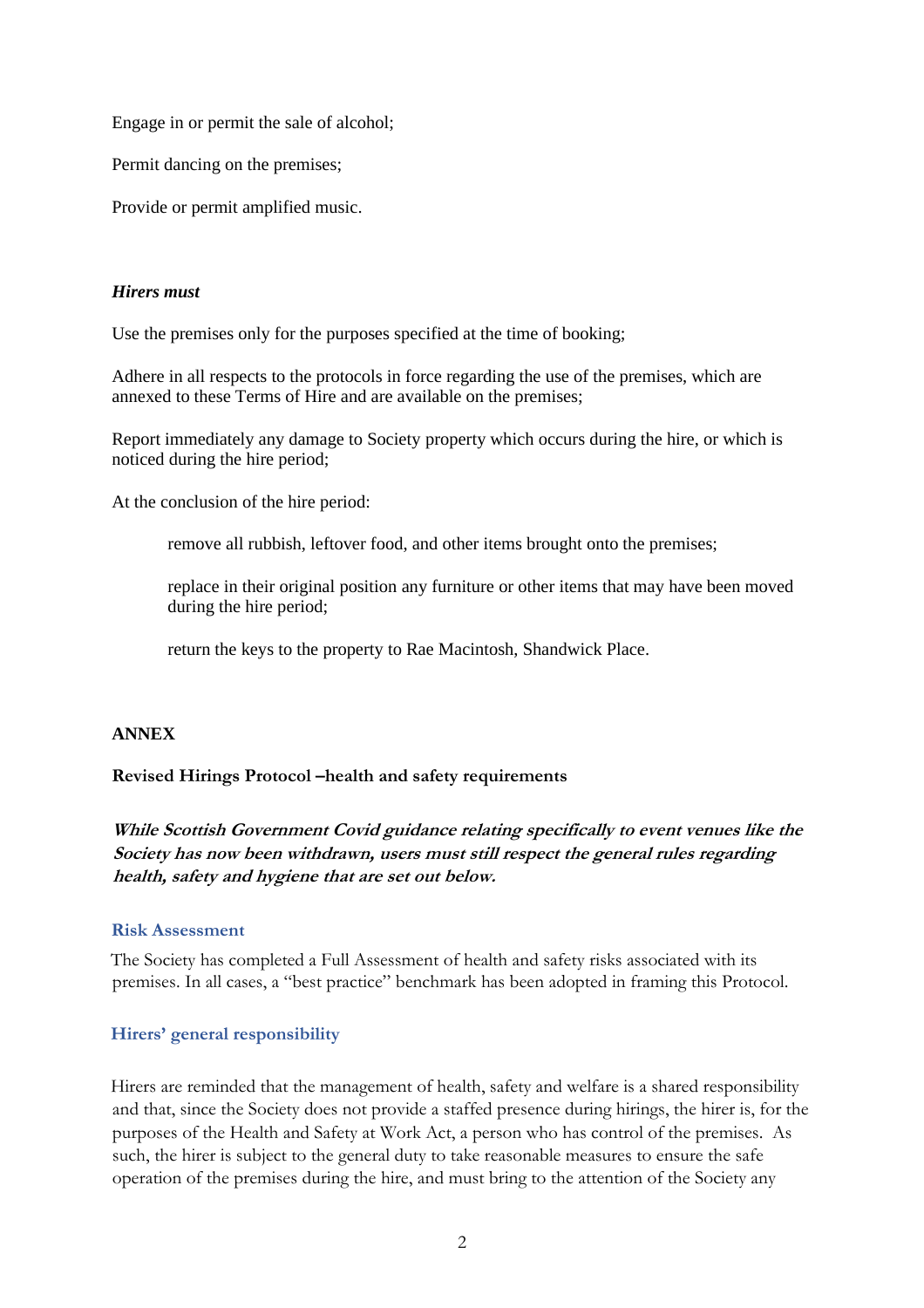Engage in or permit the sale of alcohol;

Permit dancing on the premises;

Provide or permit amplified music.

***Hirers must***

Use the premises only for the purposes specified at the time of booking;

Adhere in all respects to the protocols in force regarding the use of the premises, which are annexed to these Terms of Hire and are available on the premises;

Report immediately any damage to Society property which occurs during the hire, or which is noticed during the hire period;

At the conclusion of the hire period:

> remove all rubbish, leftover food, and other items brought onto the premises;
>
> replace in their original position any furniture or other items that may have been moved during the hire period;
>
> return the keys to the property to Rae Macintosh, Shandwick Place.

## ANNEX

**Revised Hirings Protocol –health and safety requirements**

***While Scottish Government Covid guidance relating specifically to event venues like the Society has now been withdrawn, users must still respect the general rules regarding health, safety and hygiene that are set out below.***

### Risk Assessment

The Society has completed a Full Assessment of health and safety risks associated with its premises. In all cases, a "best practice" benchmark has been adopted in framing this Protocol.

### Hirers' general responsibility

Hirers are reminded that the management of health, safety and welfare is a shared responsibility and that, since the Society does not provide a staffed presence during hirings, the hirer is, for the purposes of the Health and Safety at Work Act, a person who has control of the premises. As such, the hirer is subject to the general duty to take reasonable measures to ensure the safe operation of the premises during the hire, and must bring to the attention of the Society any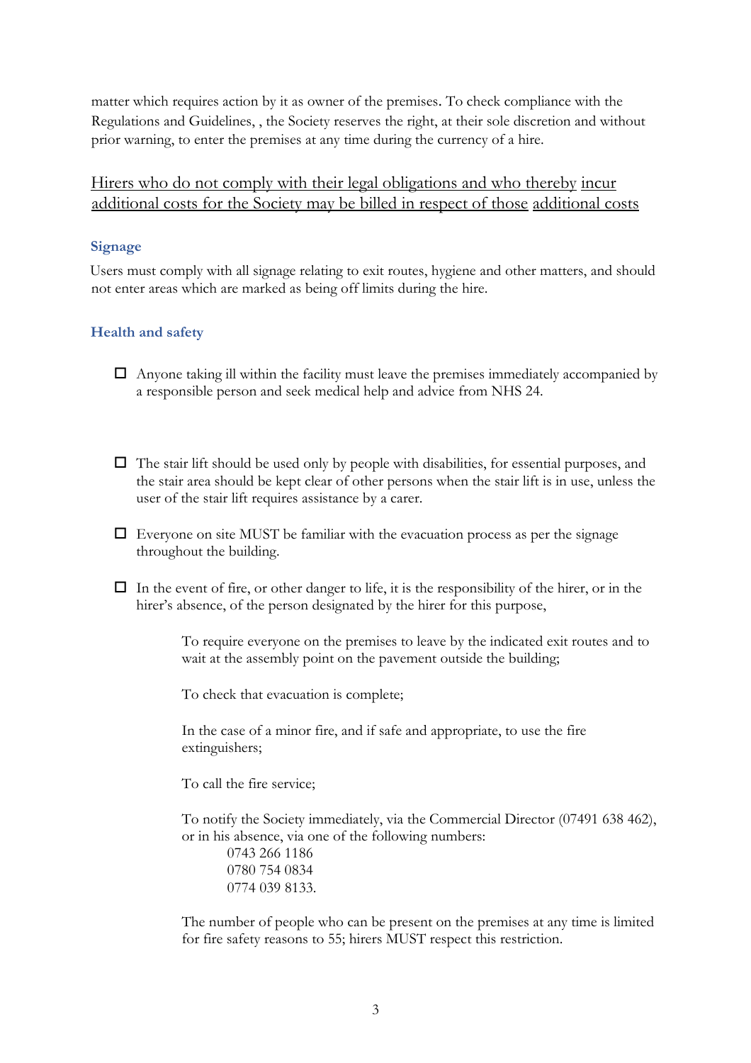matter which requires action by it as owner of the premises. To check compliance with the Regulations and Guidelines, , the Society reserves the right, at their sole discretion and without prior warning, to enter the premises at any time during the currency of a hire.

<u>Hirers who do not comply with their legal obligations and who thereby incur additional costs for the Society may be billed in respect of those additional costs</u>

### Signage

Users must comply with all signage relating to exit routes, hygiene and other matters, and should not enter areas which are marked as being off limits during the hire.

### Health and safety

- ☐ Anyone taking ill within the facility must leave the premises immediately accompanied by a responsible person and seek medical help and advice from NHS 24.

- ☐ The stair lift should be used only by people with disabilities, for essential purposes, and the stair area should be kept clear of other persons when the stair lift is in use, unless the user of the stair lift requires assistance by a carer.

- ☐ Everyone on site MUST be familiar with the evacuation process as per the signage throughout the building.

- ☐ In the event of fire, or other danger to life, it is the responsibility of the hirer, or in the hirer's absence, of the person designated by the hirer for this purpose,

  To require everyone on the premises to leave by the indicated exit routes and to wait at the assembly point on the pavement outside the building;

  To check that evacuation is complete;

  In the case of a minor fire, and if safe and appropriate, to use the fire extinguishers;

  To call the fire service;

  To notify the Society immediately, via the Commercial Director (07491 638 462), or in his absence, via one of the following numbers:
  0743 266 1186
  0780 754 0834
  0774 039 8133.

  The number of people who can be present on the premises at any time is limited for fire safety reasons to 55; hirers MUST respect this restriction.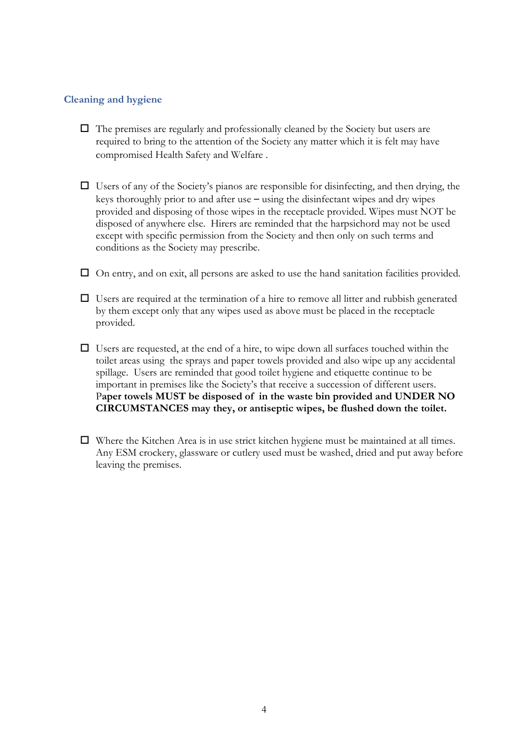## Cleaning and hygiene

- ☐ The premises are regularly and professionally cleaned by the Society but users are required to bring to the attention of the Society any matter which it is felt may have compromised Health Safety and Welfare .

- ☐ Users of any of the Society's pianos are responsible for disinfecting, and then drying, the keys thoroughly prior to and after use – using the disinfectant wipes and dry wipes provided and disposing of those wipes in the receptacle provided. Wipes must NOT be disposed of anywhere else. Hirers are reminded that the harpsichord may not be used except with specific permission from the Society and then only on such terms and conditions as the Society may prescribe.

- ☐ On entry, and on exit, all persons are asked to use the hand sanitation facilities provided.

- ☐ Users are required at the termination of a hire to remove all litter and rubbish generated by them except only that any wipes used as above must be placed in the receptacle provided.

- ☐ Users are requested, at the end of a hire, to wipe down all surfaces touched within the toilet areas using the sprays and paper towels provided and also wipe up any accidental spillage. Users are reminded that good toilet hygiene and etiquette continue to be important in premises like the Society's that receive a succession of different users. P**aper towels MUST be disposed of in the waste bin provided and UNDER NO CIRCUMSTANCES may they, or antiseptic wipes, be flushed down the toilet.**

- ☐ Where the Kitchen Area is in use strict kitchen hygiene must be maintained at all times. Any ESM crockery, glassware or cutlery used must be washed, dried and put away before leaving the premises.